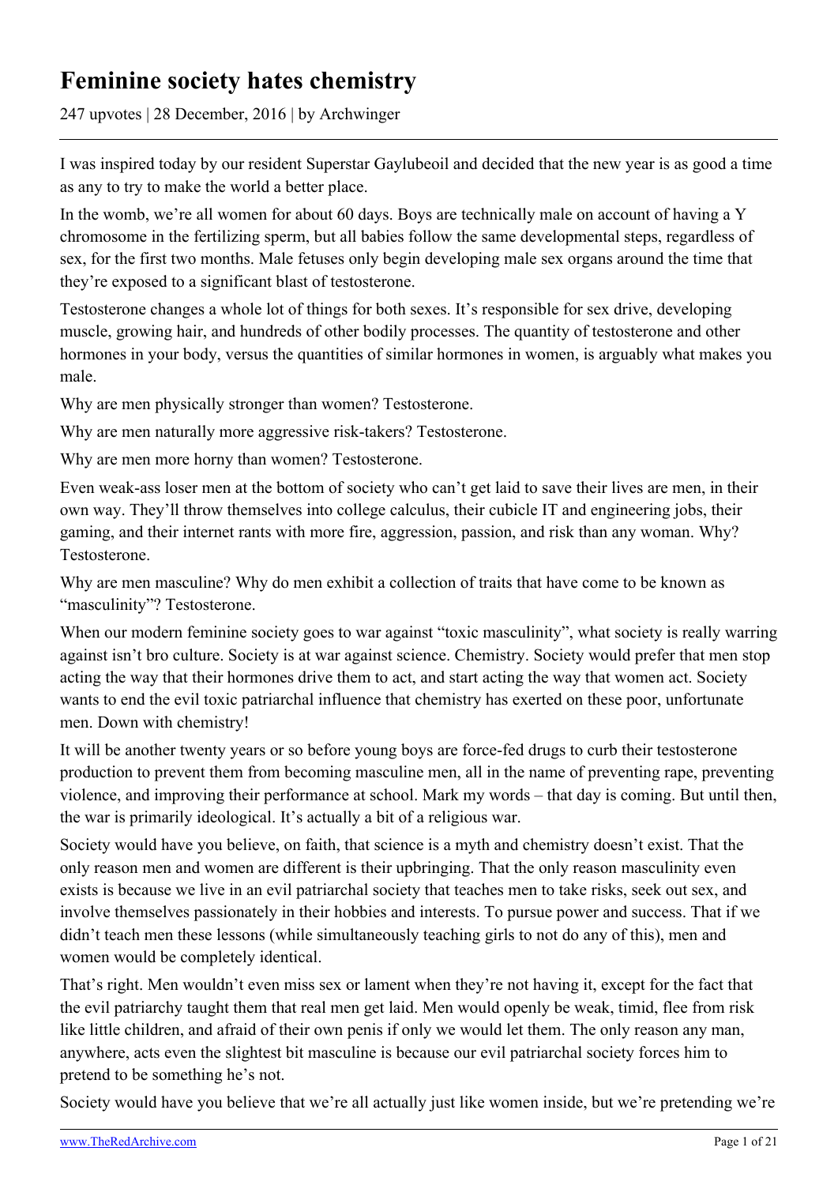# Feminine society hates chemistry

247 upvotes | 28 December, 2016 | by Archwinger

I was inspired today by our resident Superstar Gaylubeoil and decided that the new year is as good a time as any to try to make the world a better place.

In the womb, we're all women for about 60 days. Boys are technically male on account of having a Y chromosome in the fertilizing sperm, but all babies follow the same developmental steps, regardless of sex, for the first two months. Male fetuses only begin developing male sex organs around the time that they're exposed to a significant blast of testosterone.

Testosterone changes a whole lot of things for both sexes. It's responsible for sex drive, developing muscle, growing hair, and hundreds of other bodily processes. The quantity of testosterone and other hormones in your body, versus the quantities of similar hormones in women, is arguably what makes you male.

Why are men physically stronger than women? Testosterone.

Why are men naturally more aggressive risk-takers? Testosterone.

Why are men more horny than women? Testosterone.

Even weak-ass loser men at the bottom of society who can't get laid to save their lives are men, in their own way. They'll throw themselves into college calculus, their cubicle IT and engineering jobs, their gaming, and their internet rants with more fire, aggression, passion, and risk than any woman. Why? Testosterone.

Why are men masculine? Why do men exhibit a collection of traits that have come to be known as "masculinity"? Testosterone.

When our modern feminine society goes to war against "toxic masculinity", what society is really warring against isn't bro culture. Society is at war against science. Chemistry. Society would prefer that men stop acting the way that their hormones drive them to act, and start acting the way that women act. Society wants to end the evil toxic patriarchal influence that chemistry has exerted on these poor, unfortunate men. Down with chemistry!

It will be another twenty years or so before young boys are force-fed drugs to curb their testosterone production to prevent them from becoming masculine men, all in the name of preventing rape, preventing violence, and improving their performance at school. Mark my words – that day is coming. But until then, the war is primarily ideological. It's actually a bit of a religious war.

Society would have you believe, on faith, that science is a myth and chemistry doesn't exist. That the only reason men and women are different is their upbringing. That the only reason masculinity even exists is because we live in an evil patriarchal society that teaches men to take risks, seek out sex, and involve themselves passionately in their hobbies and interests. To pursue power and success. That if we didn't teach men these lessons (while simultaneously teaching girls to not do any of this), men and women would be completely identical.

That's right. Men wouldn't even miss sex or lament when they're not having it, except for the fact that the evil patriarchy taught them that real men get laid. Men would openly be weak, timid, flee from risk like little children, and afraid of their own penis if only we would let them. The only reason any man, anywhere, acts even the slightest bit masculine is because our evil patriarchal society forces him to pretend to be something he's not.

Society would have you believe that we're all actually just like women inside, but we're pretending we're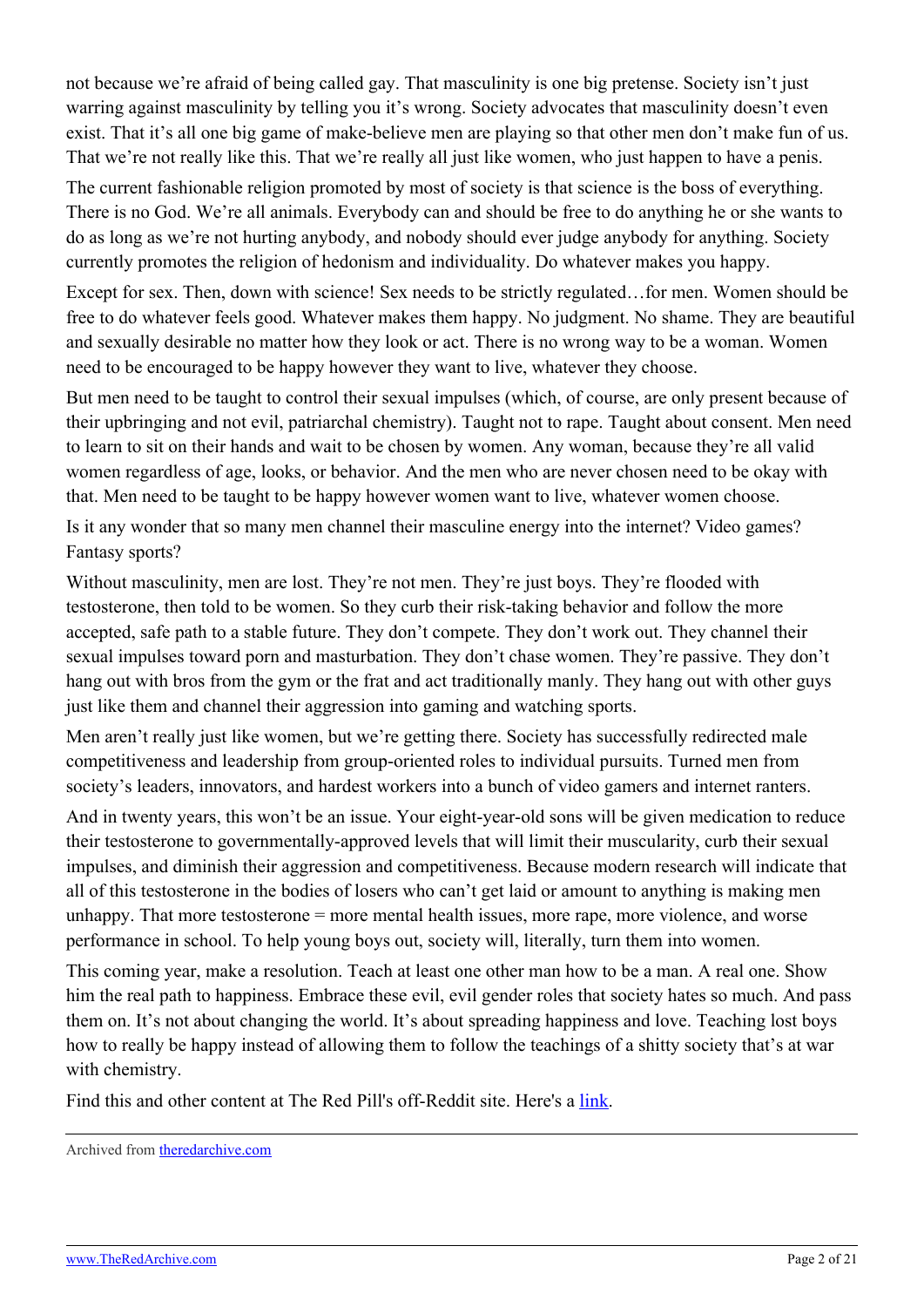not because we're afraid of being called gay. That masculinity is one big pretense. Society isn't just warring against masculinity by telling you it's wrong. Society advocates that masculinity doesn't even exist. That it's all one big game of make-believe men are playing so that other men don't make fun of us. That we're not really like this. That we're really all just like women, who just happen to have a penis.

The current fashionable religion promoted by most of society is that science is the boss of everything. There is no God. We're all animals. Everybody can and should be free to do anything he or she wants to do as long as we're not hurting anybody, and nobody should ever judge anybody for anything. Society currently promotes the religion of hedonism and individuality. Do whatever makes you happy.

Except for sex. Then, down with science! Sex needs to be strictly regulated…for men. Women should be free to do whatever feels good. Whatever makes them happy. No judgment. No shame. They are beautiful and sexually desirable no matter how they look or act. There is no wrong way to be a woman. Women need to be encouraged to be happy however they want to live, whatever they choose.

But men need to be taught to control their sexual impulses (which, of course, are only present because of their upbringing and not evil, patriarchal chemistry). Taught not to rape. Taught about consent. Men need to learn to sit on their hands and wait to be chosen by women. Any woman, because they're all valid women regardless of age, looks, or behavior. And the men who are never chosen need to be okay with that. Men need to be taught to be happy however women want to live, whatever women choose.

Is it any wonder that so many men channel their masculine energy into the internet? Video games? Fantasy sports?

Without masculinity, men are lost. They're not men. They're just boys. They're flooded with testosterone, then told to be women. So they curb their risk-taking behavior and follow the more accepted, safe path to a stable future. They don't compete. They don't work out. They channel their sexual impulses toward porn and masturbation. They don't chase women. They're passive. They don't hang out with bros from the gym or the frat and act traditionally manly. They hang out with other guys just like them and channel their aggression into gaming and watching sports.

Men aren't really just like women, but we're getting there. Society has successfully redirected male competitiveness and leadership from group-oriented roles to individual pursuits. Turned men from society's leaders, innovators, and hardest workers into a bunch of video gamers and internet ranters.

And in twenty years, this won't be an issue. Your eight-year-old sons will be given medication to reduce their testosterone to governmentally-approved levels that will limit their muscularity, curb their sexual impulses, and diminish their aggression and competitiveness. Because modern research will indicate that all of this testosterone in the bodies of losers who can't get laid or amount to anything is making men unhappy. That more testosterone = more mental health issues, more rape, more violence, and worse performance in school. To help young boys out, society will, literally, turn them into women.

This coming year, make a resolution. Teach at least one other man how to be a man. A real one. Show him the real path to happiness. Embrace these evil, evil gender roles that society hates so much. And pass them on. It's not about changing the world. It's about spreading happiness and love. Teaching lost boys how to really be happy instead of allowing them to follow the teachings of a shitty society that's at war with chemistry.

Find this and other content at The Red Pill's off-Reddit site. Here's a link.

Archived from theredarchive.com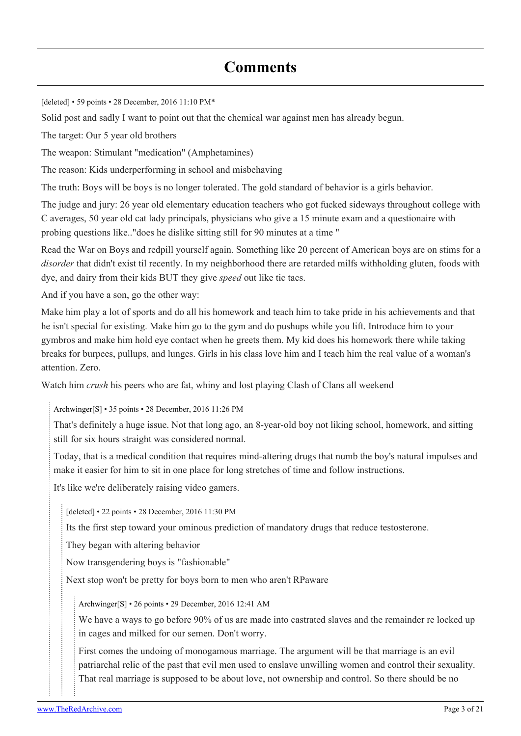# Comments

[deleted] • 59 points • 28 December, 2016 11:10 PM*

Solid post and sadly I want to point out that the chemical war against men has already begun.

The target: Our 5 year old brothers

The weapon: Stimulant "medication" (Amphetamines)

The reason: Kids underperforming in school and misbehaving

The truth: Boys will be boys is no longer tolerated. The gold standard of behavior is a girls behavior.

The judge and jury: 26 year old elementary education teachers who got fucked sideways throughout college with C averages, 50 year old cat lady principals, physicians who give a 15 minute exam and a questionaire with probing questions like.."does he dislike sitting still for 90 minutes at a time "

Read the War on Boys and redpill yourself again. Something like 20 percent of American boys are on stims for a *disorder* that didn't exist til recently. In my neighborhood there are retarded milfs withholding gluten, foods with dye, and dairy from their kids BUT they give *speed* out like tic tacs.

And if you have a son, go the other way:

Make him play a lot of sports and do all his homework and teach him to take pride in his achievements and that he isn't special for existing. Make him go to the gym and do pushups while you lift. Introduce him to your gymbros and make him hold eye contact when he greets them. My kid does his homework there while taking breaks for burpees, pullups, and lunges. Girls in his class love him and I teach him the real value of a woman's attention. Zero.

Watch him *crush* his peers who are fat, whiny and lost playing Clash of Clans all weekend

> Archwinger[S] • 35 points • 28 December, 2016 11:26 PM
>
> That's definitely a huge issue. Not that long ago, an 8-year-old boy not liking school, homework, and sitting still for six hours straight was considered normal.
>
> Today, that is a medical condition that requires mind-altering drugs that numb the boy's natural impulses and make it easier for him to sit in one place for long stretches of time and follow instructions.
>
> It's like we're deliberately raising video gamers.
>
> > [deleted] • 22 points • 28 December, 2016 11:30 PM
> >
> > Its the first step toward your ominous prediction of mandatory drugs that reduce testosterone.
> >
> > They began with altering behavior
> >
> > Now transgendering boys is "fashionable"
> >
> > Next stop won't be pretty for boys born to men who aren't RPaware
> >
> > > Archwinger[S] • 26 points • 29 December, 2016 12:41 AM
> > >
> > > We have a ways to go before 90% of us are made into castrated slaves and the remainder re locked up in cages and milked for our semen. Don't worry.
> > >
> > > First comes the undoing of monogamous marriage. The argument will be that marriage is an evil patriarchal relic of the past that evil men used to enslave unwilling women and control their sexuality. That real marriage is supposed to be about love, not ownership and control. So there should be no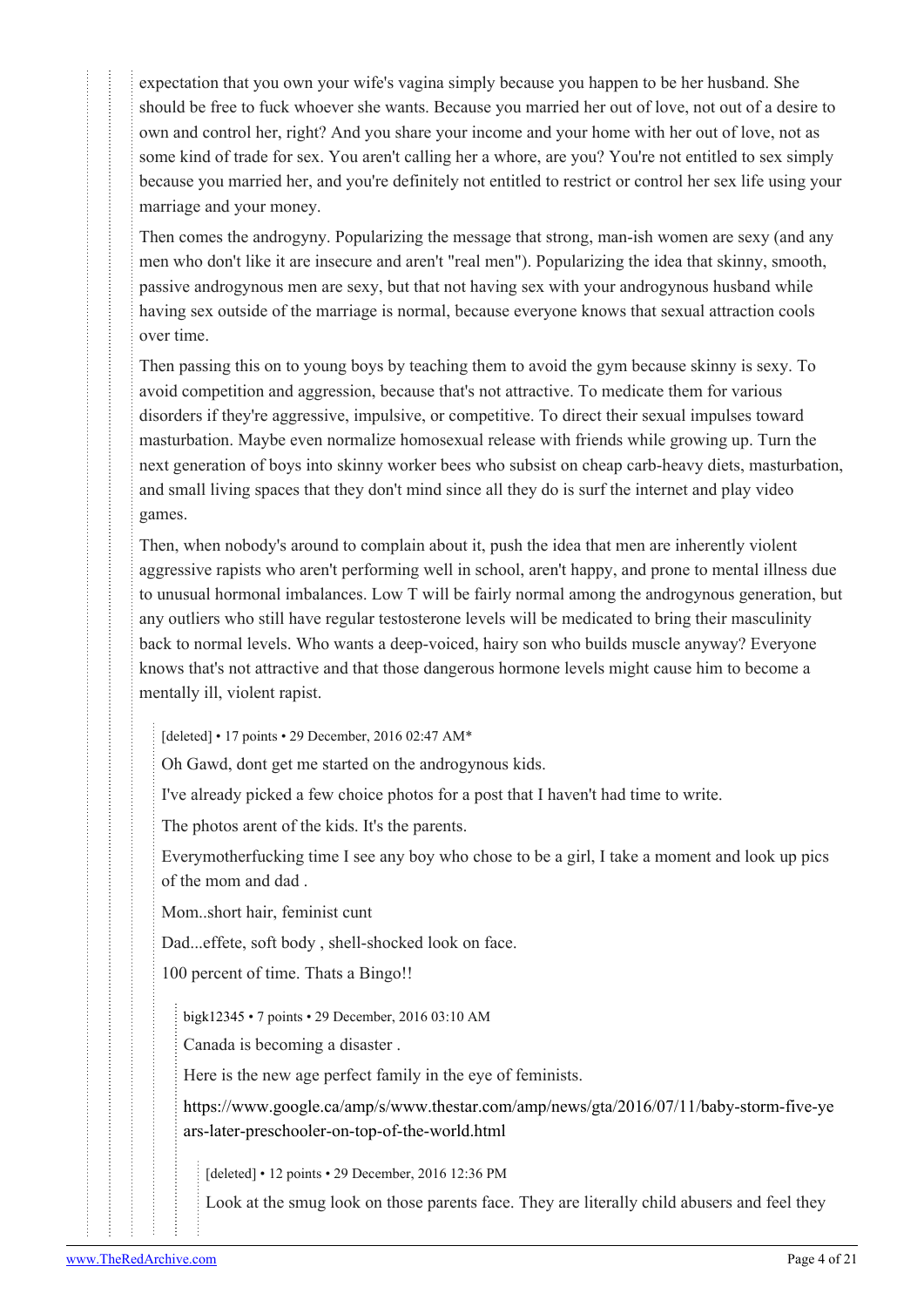expectation that you own your wife's vagina simply because you happen to be her husband. She should be free to fuck whoever she wants. Because you married her out of love, not out of a desire to own and control her, right? And you share your income and your home with her out of love, not as some kind of trade for sex. You aren't calling her a whore, are you? You're not entitled to sex simply because you married her, and you're definitely not entitled to restrict or control her sex life using your marriage and your money.

Then comes the androgyny. Popularizing the message that strong, man-ish women are sexy (and any men who don't like it are insecure and aren't "real men"). Popularizing the idea that skinny, smooth, passive androgynous men are sexy, but that not having sex with your androgynous husband while having sex outside of the marriage is normal, because everyone knows that sexual attraction cools over time.

Then passing this on to young boys by teaching them to avoid the gym because skinny is sexy. To avoid competition and aggression, because that's not attractive. To medicate them for various disorders if they're aggressive, impulsive, or competitive. To direct their sexual impulses toward masturbation. Maybe even normalize homosexual release with friends while growing up. Turn the next generation of boys into skinny worker bees who subsist on cheap carb-heavy diets, masturbation, and small living spaces that they don't mind since all they do is surf the internet and play video games.

Then, when nobody's around to complain about it, push the idea that men are inherently violent aggressive rapists who aren't performing well in school, aren't happy, and prone to mental illness due to unusual hormonal imbalances. Low T will be fairly normal among the androgynous generation, but any outliers who still have regular testosterone levels will be medicated to bring their masculinity back to normal levels. Who wants a deep-voiced, hairy son who builds muscle anyway? Everyone knows that's not attractive and that those dangerous hormone levels might cause him to become a mentally ill, violent rapist.

[deleted] • 17 points • 29 December, 2016 02:47 AM*

Oh Gawd, dont get me started on the androgynous kids.

I've already picked a few choice photos for a post that I haven't had time to write.

The photos arent of the kids. It's the parents.

Everymotherfucking time I see any boy who chose to be a girl, I take a moment and look up pics of the mom and dad .

Mom..short hair, feminist cunt

Dad...effete, soft body , shell-shocked look on face.

100 percent of time. Thats a Bingo!!

bigk12345 • 7 points • 29 December, 2016 03:10 AM

Canada is becoming a disaster .

Here is the new age perfect family in the eye of feminists.

https://www.google.ca/amp/s/www.thestar.com/amp/news/gta/2016/07/11/baby-storm-five-years-later-preschooler-on-top-of-the-world.html

[deleted] • 12 points • 29 December, 2016 12:36 PM

Look at the smug look on those parents face. They are literally child abusers and feel they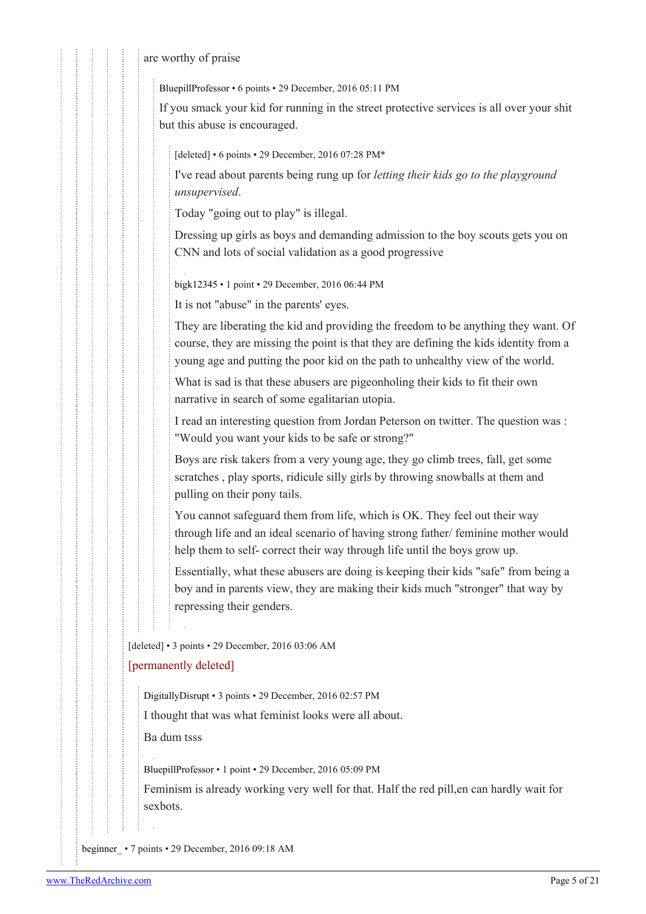are worthy of praise

BluepillProfessor • 6 points • 29 December, 2016 05:11 PM

If you smack your kid for running in the street protective services is all over your shit but this abuse is encouraged.

[deleted] • 6 points • 29 December, 2016 07:28 PM*

I've read about parents being rung up for *letting their kids go to the playground unsupervised*.

Today "going out to play" is illegal.

Dressing up girls as boys and demanding admission to the boy scouts gets you on CNN and lots of social validation as a good progressive

bigk12345 • 1 point • 29 December, 2016 06:44 PM

It is not "abuse" in the parents' eyes.

They are liberating the kid and providing the freedom to be anything they want. Of course, they are missing the point is that they are defining the kids identity from a young age and putting the poor kid on the path to unhealthy view of the world.

What is sad is that these abusers are pigeonholing their kids to fit their own narrative in search of some egalitarian utopia.

I read an interesting question from Jordan Peterson on twitter. The question was : "Would you want your kids to be safe or strong?"

Boys are risk takers from a very young age, they go climb trees, fall, get some scratches , play sports, ridicule silly girls by throwing snowballs at them and pulling on their pony tails.

You cannot safeguard them from life, which is OK. They feel out their way through life and an ideal scenario of having strong father/ feminine mother would help them to self- correct their way through life until the boys grow up.

Essentially, what these abusers are doing is keeping their kids "safe" from being a boy and in parents view, they are making their kids much "stronger" that way by repressing their genders.

[deleted] • 3 points • 29 December, 2016 03:06 AM

[permanently deleted]

DigitallyDisrupt • 3 points • 29 December, 2016 02:57 PM

I thought that was what feminist looks were all about.

Ba dum tsss

BluepillProfessor • 1 point • 29 December, 2016 05:09 PM

Feminism is already working very well for that. Half the red pill,en can hardly wait for sexbots.

beginner_ • 7 points • 29 December, 2016 09:18 AM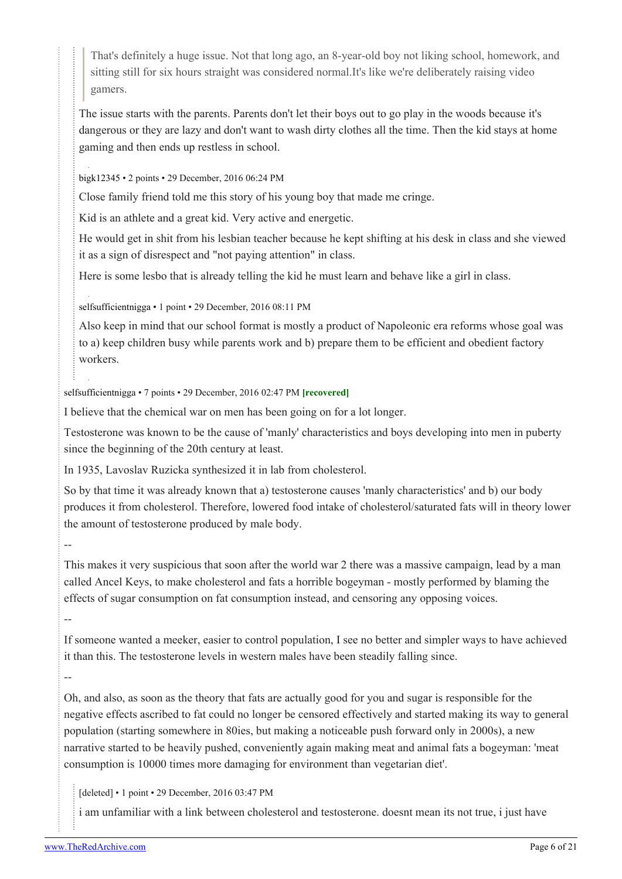> That's definitely a huge issue. Not that long ago, an 8-year-old boy not liking school, homework, and sitting still for six hours straight was considered normal.It's like we're deliberately raising video gamers.

The issue starts with the parents. Parents don't let their boys out to go play in the woods because it's dangerous or they are lazy and don't want to wash dirty clothes all the time. Then the kid stays at home gaming and then ends up restless in school.

bigk12345 • 2 points • 29 December, 2016 06:24 PM

Close family friend told me this story of his young boy that made me cringe.

Kid is an athlete and a great kid. Very active and energetic.

He would get in shit from his lesbian teacher because he kept shifting at his desk in class and she viewed it as a sign of disrespect and "not paying attention" in class.

Here is some lesbo that is already telling the kid he must learn and behave like a girl in class.

selfsufficientnigga • 1 point • 29 December, 2016 08:11 PM

Also keep in mind that our school format is mostly a product of Napoleonic era reforms whose goal was to a) keep children busy while parents work and b) prepare them to be efficient and obedient factory workers.

selfsufficientnigga • 7 points • 29 December, 2016 02:47 PM **[recovered]**

I believe that the chemical war on men has been going on for a lot longer.

Testosterone was known to be the cause of 'manly' characteristics and boys developing into men in puberty since the beginning of the 20th century at least.

In 1935, Lavoslav Ruzicka synthesized it in lab from cholesterol.

So by that time it was already known that a) testosterone causes 'manly characteristics' and b) our body produces it from cholesterol. Therefore, lowered food intake of cholesterol/saturated fats will in theory lower the amount of testosterone produced by male body.

--

This makes it very suspicious that soon after the world war 2 there was a massive campaign, lead by a man called Ancel Keys, to make cholesterol and fats a horrible bogeyman - mostly performed by blaming the effects of sugar consumption on fat consumption instead, and censoring any opposing voices.

--

If someone wanted a meeker, easier to control population, I see no better and simpler ways to have achieved it than this. The testosterone levels in western males have been steadily falling since.

--

Oh, and also, as soon as the theory that fats are actually good for you and sugar is responsible for the negative effects ascribed to fat could no longer be censored effectively and started making its way to general population (starting somewhere in 80ies, but making a noticeable push forward only in 2000s), a new narrative started to be heavily pushed, conveniently again making meat and animal fats a bogeyman: 'meat consumption is 10000 times more damaging for environment than vegetarian diet'.

[deleted] • 1 point • 29 December, 2016 03:47 PM

i am unfamiliar with a link between cholesterol and testosterone. doesnt mean its not true, i just have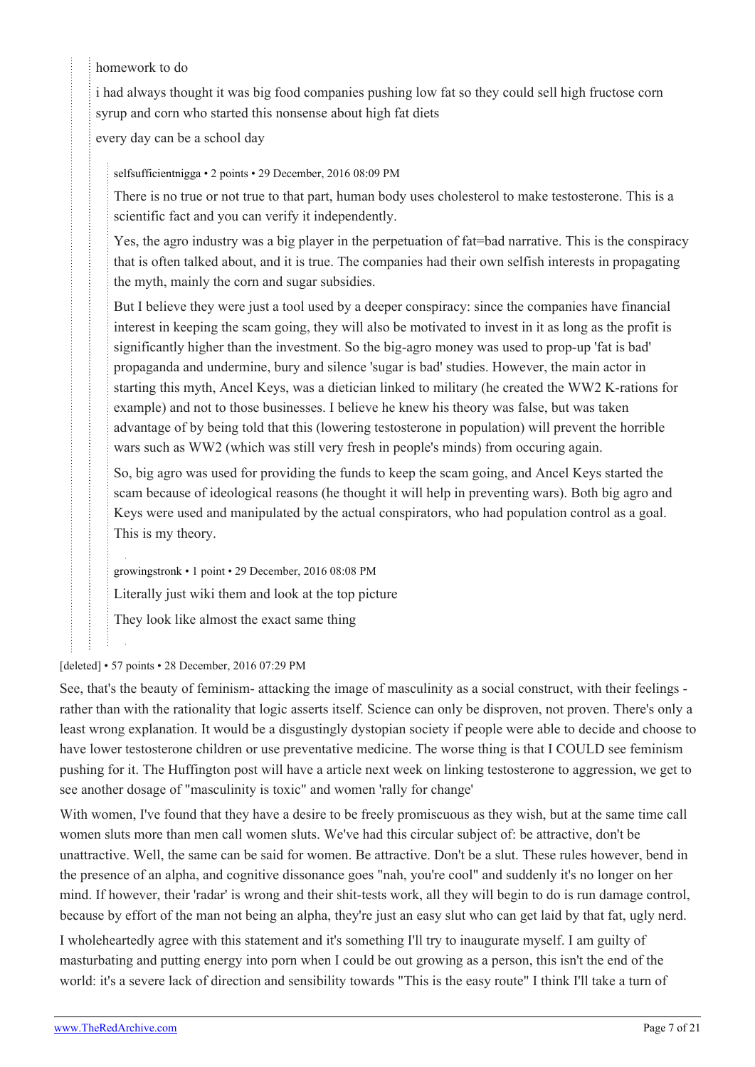homework to do

i had always thought it was big food companies pushing low fat so they could sell high fructose corn syrup and corn who started this nonsense about high fat diets

every day can be a school day

selfsufficientnigga • 2 points • 29 December, 2016 08:09 PM

There is no true or not true to that part, human body uses cholesterol to make testosterone. This is a scientific fact and you can verify it independently.

Yes, the agro industry was a big player in the perpetuation of fat=bad narrative. This is the conspiracy that is often talked about, and it is true. The companies had their own selfish interests in propagating the myth, mainly the corn and sugar subsidies.

But I believe they were just a tool used by a deeper conspiracy: since the companies have financial interest in keeping the scam going, they will also be motivated to invest in it as long as the profit is significantly higher than the investment. So the big-agro money was used to prop-up 'fat is bad' propaganda and undermine, bury and silence 'sugar is bad' studies. However, the main actor in starting this myth, Ancel Keys, was a dietician linked to military (he created the WW2 K-rations for example) and not to those businesses. I believe he knew his theory was false, but was taken advantage of by being told that this (lowering testosterone in population) will prevent the horrible wars such as WW2 (which was still very fresh in people's minds) from occuring again.

So, big agro was used for providing the funds to keep the scam going, and Ancel Keys started the scam because of ideological reasons (he thought it will help in preventing wars). Both big agro and Keys were used and manipulated by the actual conspirators, who had population control as a goal. This is my theory.

growingstronk • 1 point • 29 December, 2016 08:08 PM

Literally just wiki them and look at the top picture

They look like almost the exact same thing

[deleted] • 57 points • 28 December, 2016 07:29 PM

See, that's the beauty of feminism- attacking the image of masculinity as a social construct, with their feelings - rather than with the rationality that logic asserts itself. Science can only be disproven, not proven. There's only a least wrong explanation. It would be a disgustingly dystopian society if people were able to decide and choose to have lower testosterone children or use preventative medicine. The worse thing is that I COULD see feminism pushing for it. The Huffington post will have a article next week on linking testosterone to aggression, we get to see another dosage of "masculinity is toxic" and women 'rally for change'

With women, I've found that they have a desire to be freely promiscuous as they wish, but at the same time call women sluts more than men call women sluts. We've had this circular subject of: be attractive, don't be unattractive. Well, the same can be said for women. Be attractive. Don't be a slut. These rules however, bend in the presence of an alpha, and cognitive dissonance goes "nah, you're cool" and suddenly it's no longer on her mind. If however, their 'radar' is wrong and their shit-tests work, all they will begin to do is run damage control, because by effort of the man not being an alpha, they're just an easy slut who can get laid by that fat, ugly nerd.

I wholeheartedly agree with this statement and it's something I'll try to inaugurate myself. I am guilty of masturbating and putting energy into porn when I could be out growing as a person, this isn't the end of the world: it's a severe lack of direction and sensibility towards "This is the easy route" I think I'll take a turn of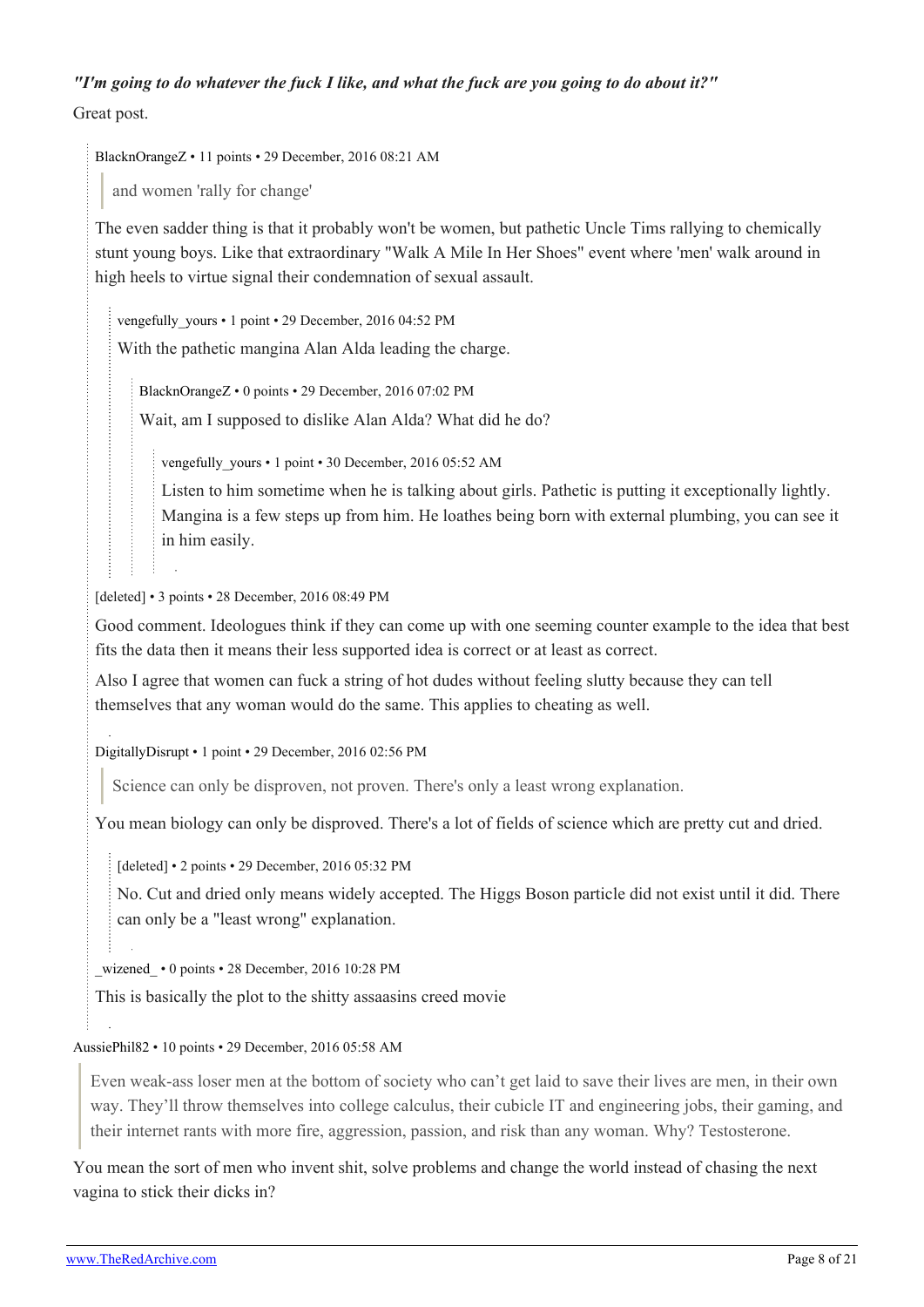*"I'm going to do whatever the fuck I like, and what the fuck are you going to do about it?"*

Great post.

BlacknOrangeZ • 11 points • 29 December, 2016 08:21 AM

> and women 'rally for change'

The even sadder thing is that it probably won't be women, but pathetic Uncle Tims rallying to chemically stunt young boys. Like that extraordinary "Walk A Mile In Her Shoes" event where 'men' walk around in high heels to virtue signal their condemnation of sexual assault.

vengefully_yours • 1 point • 29 December, 2016 04:52 PM

With the pathetic mangina Alan Alda leading the charge.

BlacknOrangeZ • 0 points • 29 December, 2016 07:02 PM

Wait, am I supposed to dislike Alan Alda? What did he do?

vengefully_yours • 1 point • 30 December, 2016 05:52 AM

Listen to him sometime when he is talking about girls. Pathetic is putting it exceptionally lightly. Mangina is a few steps up from him. He loathes being born with external plumbing, you can see it in him easily.

[deleted] • 3 points • 28 December, 2016 08:49 PM

Good comment. Ideologues think if they can come up with one seeming counter example to the idea that best fits the data then it means their less supported idea is correct or at least as correct.

Also I agree that women can fuck a string of hot dudes without feeling slutty because they can tell themselves that any woman would do the same. This applies to cheating as well.

DigitallyDisrupt • 1 point • 29 December, 2016 02:56 PM

> Science can only be disproven, not proven. There's only a least wrong explanation.

You mean biology can only be disproved. There's a lot of fields of science which are pretty cut and dried.

[deleted] • 2 points • 29 December, 2016 05:32 PM

No. Cut and dried only means widely accepted. The Higgs Boson particle did not exist until it did. There can only be a "least wrong" explanation.

_wizened_ • 0 points • 28 December, 2016 10:28 PM

This is basically the plot to the shitty assaasins creed movie

AussiePhil82 • 10 points • 29 December, 2016 05:58 AM

> Even weak-ass loser men at the bottom of society who can't get laid to save their lives are men, in their own way. They'll throw themselves into college calculus, their cubicle IT and engineering jobs, their gaming, and their internet rants with more fire, aggression, passion, and risk than any woman. Why? Testosterone.

You mean the sort of men who invent shit, solve problems and change the world instead of chasing the next vagina to stick their dicks in?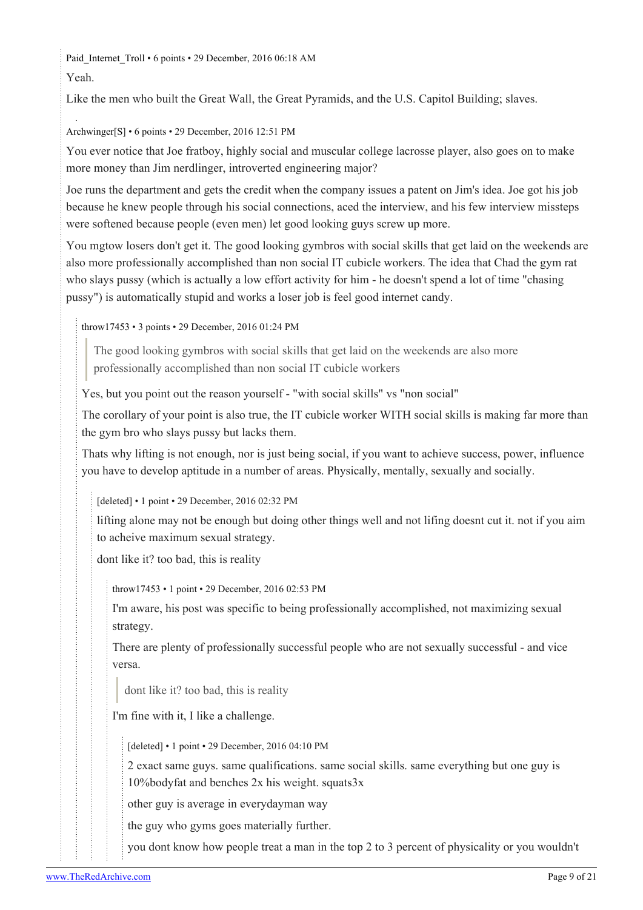Paid_Internet_Troll • 6 points • 29 December, 2016 06:18 AM

Yeah.

Like the men who built the Great Wall, the Great Pyramids, and the U.S. Capitol Building; slaves.

Archwinger[S] • 6 points • 29 December, 2016 12:51 PM

You ever notice that Joe fratboy, highly social and muscular college lacrosse player, also goes on to make more money than Jim nerdlinger, introverted engineering major?

Joe runs the department and gets the credit when the company issues a patent on Jim's idea. Joe got his job because he knew people through his social connections, aced the interview, and his few interview missteps were softened because people (even men) let good looking guys screw up more.

You mgtow losers don't get it. The good looking gymbros with social skills that get laid on the weekends are also more professionally accomplished than non social IT cubicle workers. The idea that Chad the gym rat who slays pussy (which is actually a low effort activity for him - he doesn't spend a lot of time "chasing pussy") is automatically stupid and works a loser job is feel good internet candy.

throw17453 • 3 points • 29 December, 2016 01:24 PM

> The good looking gymbros with social skills that get laid on the weekends are also more professionally accomplished than non social IT cubicle workers

Yes, but you point out the reason yourself - "with social skills" vs "non social"

The corollary of your point is also true, the IT cubicle worker WITH social skills is making far more than the gym bro who slays pussy but lacks them.

Thats why lifting is not enough, nor is just being social, if you want to achieve success, power, influence you have to develop aptitude in a number of areas. Physically, mentally, sexually and socially.

[deleted] • 1 point • 29 December, 2016 02:32 PM

lifting alone may not be enough but doing other things well and not lifing doesnt cut it. not if you aim to acheive maximum sexual strategy.

dont like it? too bad, this is reality

throw17453 • 1 point • 29 December, 2016 02:53 PM

I'm aware, his post was specific to being professionally accomplished, not maximizing sexual strategy.

There are plenty of professionally successful people who are not sexually successful - and vice versa.

> dont like it? too bad, this is reality

I'm fine with it, I like a challenge.

[deleted] • 1 point • 29 December, 2016 04:10 PM

2 exact same guys. same qualifications. same social skills. same everything but one guy is 10%bodyfat and benches 2x his weight. squats3x

other guy is average in everydayman way

the guy who gyms goes materially further.

you dont know how people treat a man in the top 2 to 3 percent of physicality or you wouldn't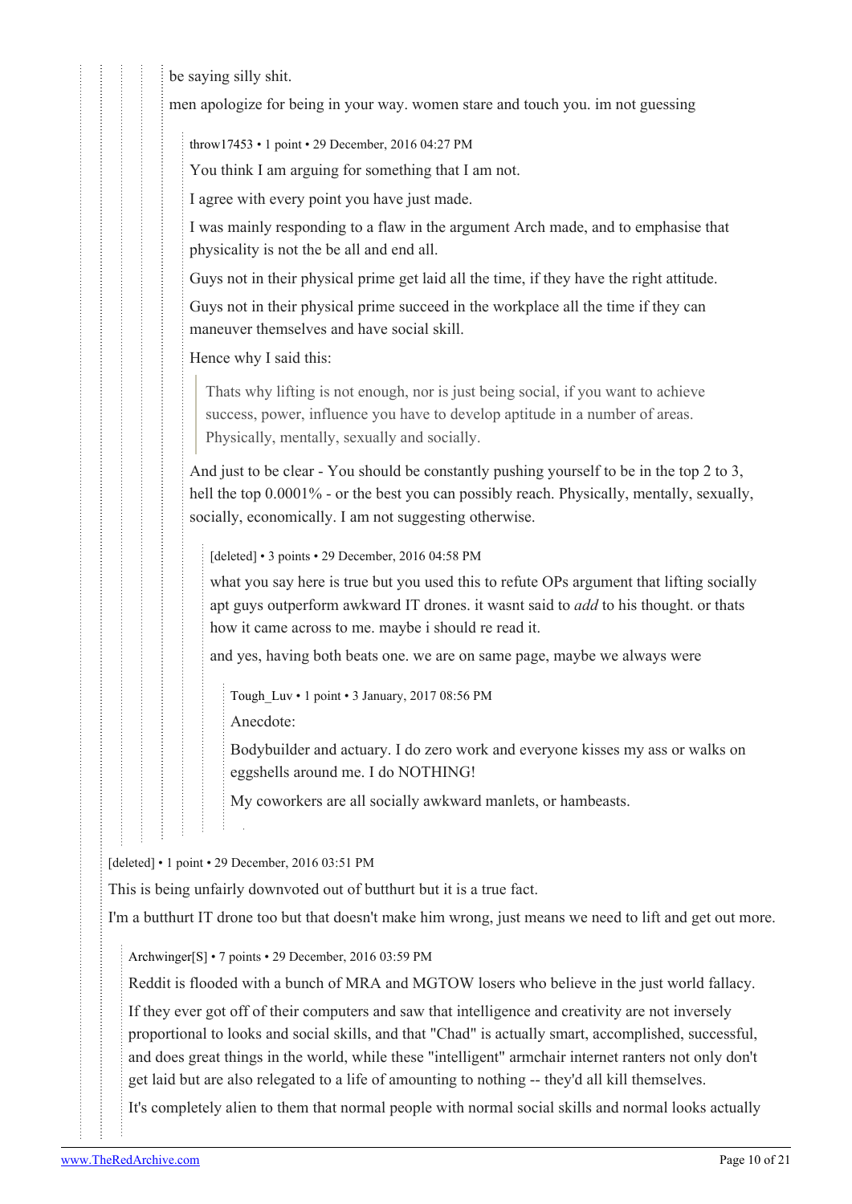be saying silly shit.

men apologize for being in your way. women stare and touch you. im not guessing

throw17453 • 1 point • 29 December, 2016 04:27 PM

You think I am arguing for something that I am not.

I agree with every point you have just made.

I was mainly responding to a flaw in the argument Arch made, and to emphasise that physicality is not the be all and end all.

Guys not in their physical prime get laid all the time, if they have the right attitude.

Guys not in their physical prime succeed in the workplace all the time if they can maneuver themselves and have social skill.

Hence why I said this:

> Thats why lifting is not enough, nor is just being social, if you want to achieve success, power, influence you have to develop aptitude in a number of areas. Physically, mentally, sexually and socially.

And just to be clear - You should be constantly pushing yourself to be in the top 2 to 3, hell the top 0.0001% - or the best you can possibly reach. Physically, mentally, sexually, socially, economically. I am not suggesting otherwise.

[deleted] • 3 points • 29 December, 2016 04:58 PM

what you say here is true but you used this to refute OPs argument that lifting socially apt guys outperform awkward IT drones. it wasnt said to *add* to his thought. or thats how it came across to me. maybe i should re read it.

and yes, having both beats one. we are on same page, maybe we always were

Tough_Luv • 1 point • 3 January, 2017 08:56 PM

Anecdote:

Bodybuilder and actuary. I do zero work and everyone kisses my ass or walks on eggshells around me. I do NOTHING!

My coworkers are all socially awkward manlets, or hambeasts.

[deleted] • 1 point • 29 December, 2016 03:51 PM

This is being unfairly downvoted out of butthurt but it is a true fact.

I'm a butthurt IT drone too but that doesn't make him wrong, just means we need to lift and get out more.

Archwinger[S] • 7 points • 29 December, 2016 03:59 PM

Reddit is flooded with a bunch of MRA and MGTOW losers who believe in the just world fallacy.

If they ever got off of their computers and saw that intelligence and creativity are not inversely proportional to looks and social skills, and that "Chad" is actually smart, accomplished, successful, and does great things in the world, while these "intelligent" armchair internet ranters not only don't get laid but are also relegated to a life of amounting to nothing -- they'd all kill themselves.

It's completely alien to them that normal people with normal social skills and normal looks actually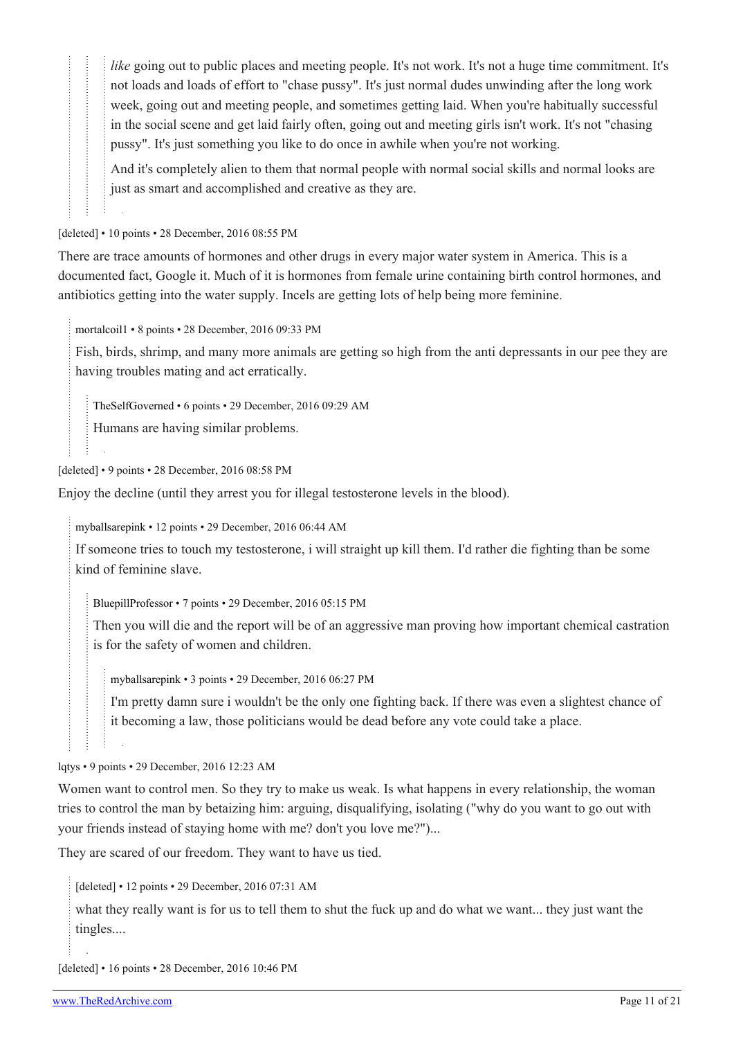> > *like* going out to public places and meeting people. It's not work. It's not a huge time commitment. It's not loads and loads of effort to "chase pussy". It's just normal dudes unwinding after the long work week, going out and meeting people, and sometimes getting laid. When you're habitually successful in the social scene and get laid fairly often, going out and meeting girls isn't work. It's not "chasing pussy". It's just something you like to do once in awhile when you're not working.
> >
> > And it's completely alien to them that normal people with normal social skills and normal looks are just as smart and accomplished and creative as they are.

[deleted] • 10 points • 28 December, 2016 08:55 PM

There are trace amounts of hormones and other drugs in every major water system in America. This is a documented fact, Google it. Much of it is hormones from female urine containing birth control hormones, and antibiotics getting into the water supply. Incels are getting lots of help being more feminine.

> mortalcoil1 • 8 points • 28 December, 2016 09:33 PM
>
> Fish, birds, shrimp, and many more animals are getting so high from the anti depressants in our pee they are having troubles mating and act erratically.
>
> > TheSelfGoverned • 6 points • 29 December, 2016 09:29 AM
> >
> > Humans are having similar problems.

[deleted] • 9 points • 28 December, 2016 08:58 PM

Enjoy the decline (until they arrest you for illegal testosterone levels in the blood).

> myballsarepink • 12 points • 29 December, 2016 06:44 AM
>
> If someone tries to touch my testosterone, i will straight up kill them. I'd rather die fighting than be some kind of feminine slave.
>
> > BluepillProfessor • 7 points • 29 December, 2016 05:15 PM
> >
> > Then you will die and the report will be of an aggressive man proving how important chemical castration is for the safety of women and children.
> >
> > > myballsarepink • 3 points • 29 December, 2016 06:27 PM
> > >
> > > I'm pretty damn sure i wouldn't be the only one fighting back. If there was even a slightest chance of it becoming a law, those politicians would be dead before any vote could take a place.

lqtys • 9 points • 29 December, 2016 12:23 AM

Women want to control men. So they try to make us weak. Is what happens in every relationship, the woman tries to control the man by betaizing him: arguing, disqualifying, isolating ("why do you want to go out with your friends instead of staying home with me? don't you love me?")...

They are scared of our freedom. They want to have us tied.

> [deleted] • 12 points • 29 December, 2016 07:31 AM
>
> what they really want is for us to tell them to shut the fuck up and do what we want... they just want the tingles....

[deleted] • 16 points • 28 December, 2016 10:46 PM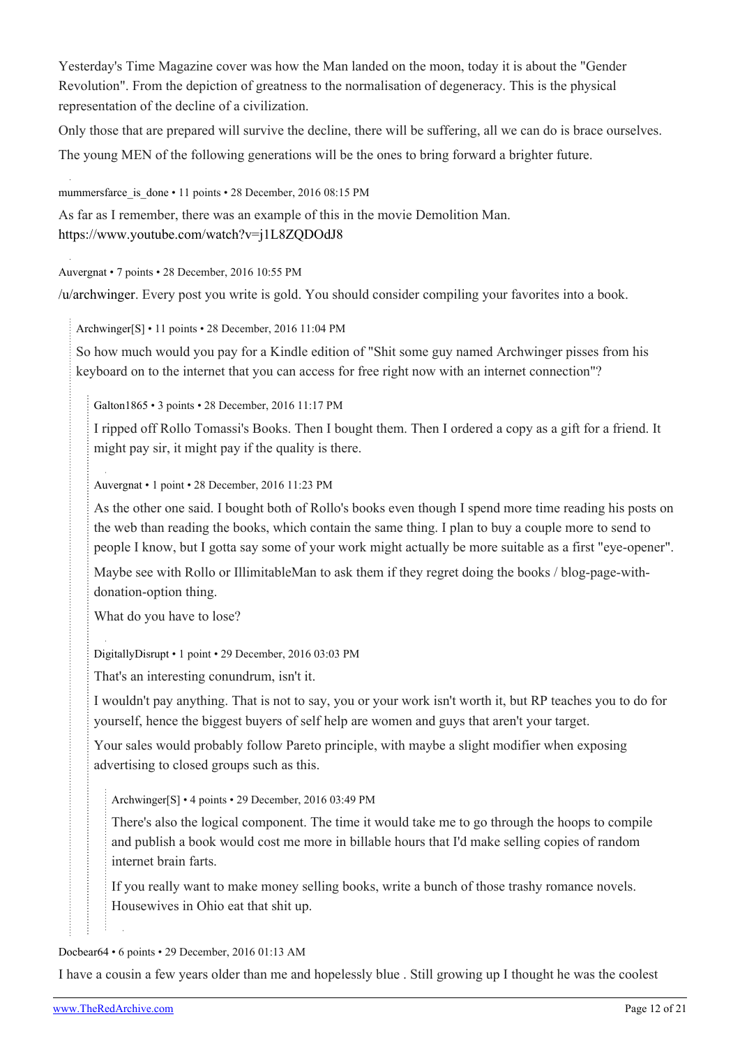Yesterday's Time Magazine cover was how the Man landed on the moon, today it is about the "Gender Revolution". From the depiction of greatness to the normalisation of degeneracy. This is the physical representation of the decline of a civilization.

Only those that are prepared will survive the decline, there will be suffering, all we can do is brace ourselves.

The young MEN of the following generations will be the ones to bring forward a brighter future.

mummersfarce_is_done • 11 points • 28 December, 2016 08:15 PM

As far as I remember, there was an example of this in the movie Demolition Man. https://www.youtube.com/watch?v=j1L8ZQDOdJ8

Auvergnat • 7 points • 28 December, 2016 10:55 PM

/u/archwinger. Every post you write is gold. You should consider compiling your favorites into a book.

> Archwinger[S] • 11 points • 28 December, 2016 11:04 PM
>
> So how much would you pay for a Kindle edition of "Shit some guy named Archwinger pisses from his keyboard on to the internet that you can access for free right now with an internet connection"?
>
> > Galton1865 • 3 points • 28 December, 2016 11:17 PM
> >
> > I ripped off Rollo Tomassi's Books. Then I bought them. Then I ordered a copy as a gift for a friend. It might pay sir, it might pay if the quality is there.
>
> > Auvergnat • 1 point • 28 December, 2016 11:23 PM
> >
> > As the other one said. I bought both of Rollo's books even though I spend more time reading his posts on the web than reading the books, which contain the same thing. I plan to buy a couple more to send to people I know, but I gotta say some of your work might actually be more suitable as a first "eye-opener".
> >
> > Maybe see with Rollo or IllimitableMan to ask them if they regret doing the books / blog-page-with-donation-option thing.
> >
> > What do you have to lose?
>
> > DigitallyDisrupt • 1 point • 29 December, 2016 03:03 PM
> >
> > That's an interesting conundrum, isn't it.
> >
> > I wouldn't pay anything. That is not to say, you or your work isn't worth it, but RP teaches you to do for yourself, hence the biggest buyers of self help are women and guys that aren't your target.
> >
> > Your sales would probably follow Pareto principle, with maybe a slight modifier when exposing advertising to closed groups such as this.
> >
> > > Archwinger[S] • 4 points • 29 December, 2016 03:49 PM
> > >
> > > There's also the logical component. The time it would take me to go through the hoops to compile and publish a book would cost me more in billable hours that I'd make selling copies of random internet brain farts.
> > >
> > > If you really want to make money selling books, write a bunch of those trashy romance novels. Housewives in Ohio eat that shit up.

Docbear64 • 6 points • 29 December, 2016 01:13 AM

I have a cousin a few years older than me and hopelessly blue . Still growing up I thought he was the coolest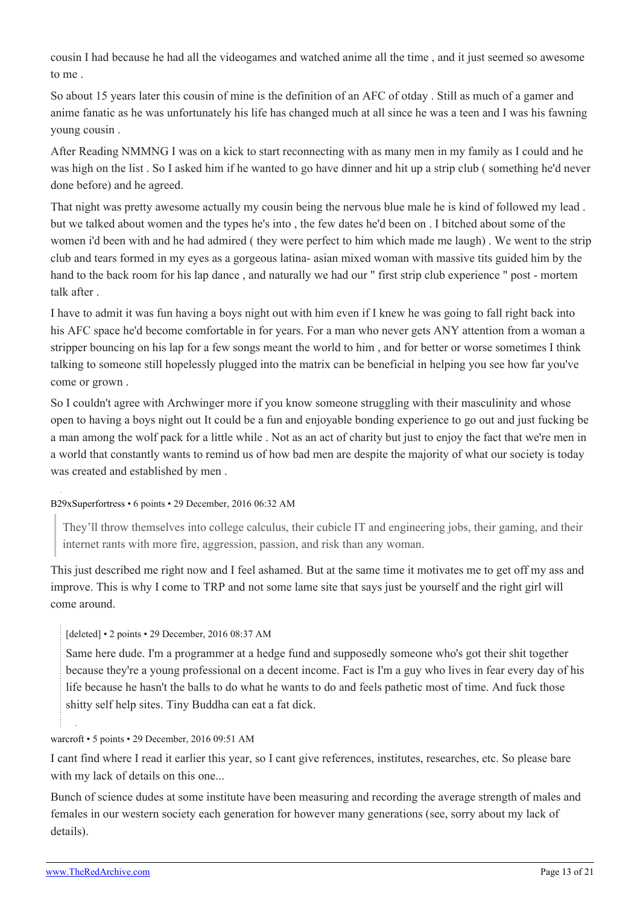cousin I had because he had all the videogames and watched anime all the time , and it just seemed so awesome to me .

So about 15 years later this cousin of mine is the definition of an AFC of otday . Still as much of a gamer and anime fanatic as he was unfortunately his life has changed much at all since he was a teen and I was his fawning young cousin .

After Reading NMMNG I was on a kick to start reconnecting with as many men in my family as I could and he was high on the list . So I asked him if he wanted to go have dinner and hit up a strip club ( something he'd never done before) and he agreed.

That night was pretty awesome actually my cousin being the nervous blue male he is kind of followed my lead . but we talked about women and the types he's into , the few dates he'd been on . I bitched about some of the women i'd been with and he had admired ( they were perfect to him which made me laugh) . We went to the strip club and tears formed in my eyes as a gorgeous latina- asian mixed woman with massive tits guided him by the hand to the back room for his lap dance , and naturally we had our " first strip club experience " post - mortem talk after .

I have to admit it was fun having a boys night out with him even if I knew he was going to fall right back into his AFC space he'd become comfortable in for years. For a man who never gets ANY attention from a woman a stripper bouncing on his lap for a few songs meant the world to him , and for better or worse sometimes I think talking to someone still hopelessly plugged into the matrix can be beneficial in helping you see how far you've come or grown .

So I couldn't agree with Archwinger more if you know someone struggling with their masculinity and whose open to having a boys night out It could be a fun and enjoyable bonding experience to go out and just fucking be a man among the wolf pack for a little while . Not as an act of charity but just to enjoy the fact that we're men in a world that constantly wants to remind us of how bad men are despite the majority of what our society is today was created and established by men .

B29xSuperfortress • 6 points • 29 December, 2016 06:32 AM

> They'll throw themselves into college calculus, their cubicle IT and engineering jobs, their gaming, and their internet rants with more fire, aggression, passion, and risk than any woman.

This just described me right now and I feel ashamed. But at the same time it motivates me to get off my ass and improve. This is why I come to TRP and not some lame site that says just be yourself and the right girl will come around.

[deleted] • 2 points • 29 December, 2016 08:37 AM

Same here dude. I'm a programmer at a hedge fund and supposedly someone who's got their shit together because they're a young professional on a decent income. Fact is I'm a guy who lives in fear every day of his life because he hasn't the balls to do what he wants to do and feels pathetic most of time. And fuck those shitty self help sites. Tiny Buddha can eat a fat dick.

warcroft • 5 points • 29 December, 2016 09:51 AM

I cant find where I read it earlier this year, so I cant give references, institutes, researches, etc. So please bare with my lack of details on this one...

Bunch of science dudes at some institute have been measuring and recording the average strength of males and females in our western society each generation for however many generations (see, sorry about my lack of details).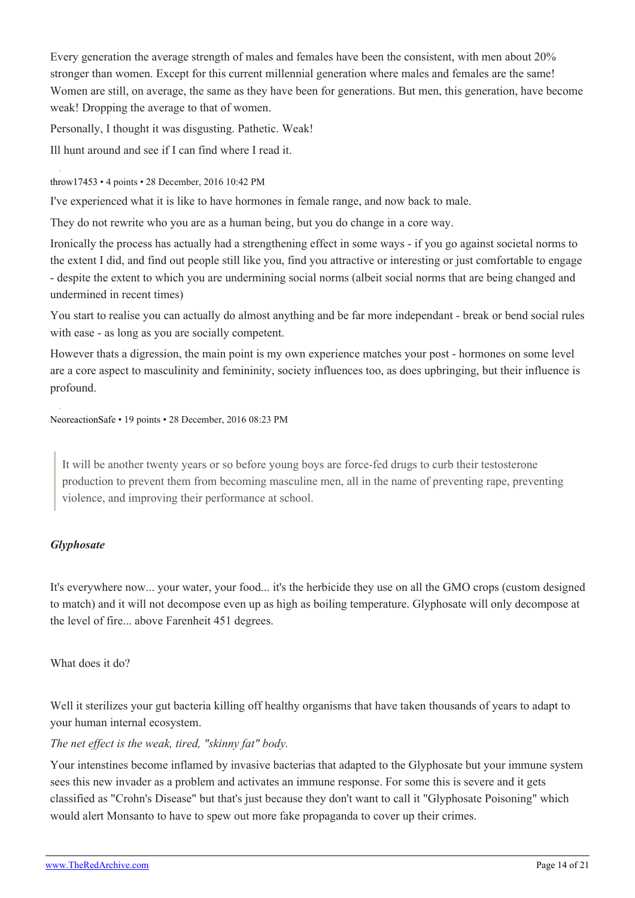Every generation the average strength of males and females have been the consistent, with men about 20% stronger than women. Except for this current millennial generation where males and females are the same! Women are still, on average, the same as they have been for generations. But men, this generation, have become weak! Dropping the average to that of women.

Personally, I thought it was disgusting. Pathetic. Weak!

Ill hunt around and see if I can find where I read it.

throw17453 • 4 points • 28 December, 2016 10:42 PM

I've experienced what it is like to have hormones in female range, and now back to male.

They do not rewrite who you are as a human being, but you do change in a core way.

Ironically the process has actually had a strengthening effect in some ways - if you go against societal norms to the extent I did, and find out people still like you, find you attractive or interesting or just comfortable to engage - despite the extent to which you are undermining social norms (albeit social norms that are being changed and undermined in recent times)

You start to realise you can actually do almost anything and be far more independant - break or bend social rules with ease - as long as you are socially competent.

However thats a digression, the main point is my own experience matches your post - hormones on some level are a core aspect to masculinity and femininity, society influences too, as does upbringing, but their influence is profound.

NeoreactionSafe • 19 points • 28 December, 2016 08:23 PM

> It will be another twenty years or so before young boys are force-fed drugs to curb their testosterone production to prevent them from becoming masculine men, all in the name of preventing rape, preventing violence, and improving their performance at school.

***Glyphosate***

It's everywhere now... your water, your food... it's the herbicide they use on all the GMO crops (custom designed to match) and it will not decompose even up as high as boiling temperature. Glyphosate will only decompose at the level of fire... above Farenheit 451 degrees.

What does it do?

Well it sterilizes your gut bacteria killing off healthy organisms that have taken thousands of years to adapt to your human internal ecosystem.

*The net effect is the weak, tired, "skinny fat" body.*

Your intenstines become inflamed by invasive bacterias that adapted to the Glyphosate but your immune system sees this new invader as a problem and activates an immune response. For some this is severe and it gets classified as "Crohn's Disease" but that's just because they don't want to call it "Glyphosate Poisoning" which would alert Monsanto to have to spew out more fake propaganda to cover up their crimes.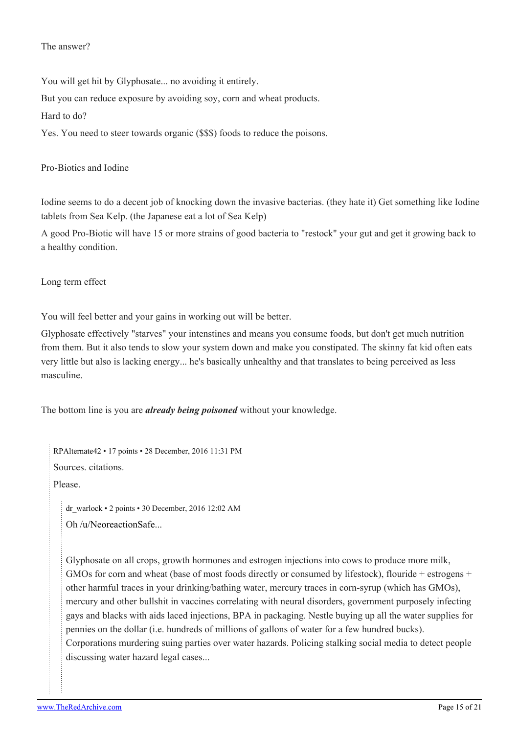The answer?

You will get hit by Glyphosate... no avoiding it entirely.

But you can reduce exposure by avoiding soy, corn and wheat products.

Hard to do?

Yes. You need to steer towards organic ($$$) foods to reduce the poisons.

Pro-Biotics and Iodine

Iodine seems to do a decent job of knocking down the invasive bacterias. (they hate it) Get something like Iodine tablets from Sea Kelp. (the Japanese eat a lot of Sea Kelp)

A good Pro-Biotic will have 15 or more strains of good bacteria to "restock" your gut and get it growing back to a healthy condition.

Long term effect

You will feel better and your gains in working out will be better.

Glyphosate effectively "starves" your intenstines and means you consume foods, but don't get much nutrition from them. But it also tends to slow your system down and make you constipated. The skinny fat kid often eats very little but also is lacking energy... he's basically unhealthy and that translates to being perceived as less masculine.

The bottom line is you are ***already being poisoned*** without your knowledge.

> RPAlternate42 • 17 points • 28 December, 2016 11:31 PM
>
> Sources. citations.
>
> Please.
>
> > dr_warlock • 2 points • 30 December, 2016 12:02 AM
> >
> > Oh /u/NeoreactionSafe...
> >
> > Glyphosate on all crops, growth hormones and estrogen injections into cows to produce more milk, GMOs for corn and wheat (base of most foods directly or consumed by lifestock), flouride + estrogens + other harmful traces in your drinking/bathing water, mercury traces in corn-syrup (which has GMOs), mercury and other bullshit in vaccines correlating with neural disorders, government purposely infecting gays and blacks with aids laced injections, BPA in packaging. Nestle buying up all the water supplies for pennies on the dollar (i.e. hundreds of millions of gallons of water for a few hundred bucks). Corporations murdering suing parties over water hazards. Policing stalking social media to detect people discussing water hazard legal cases...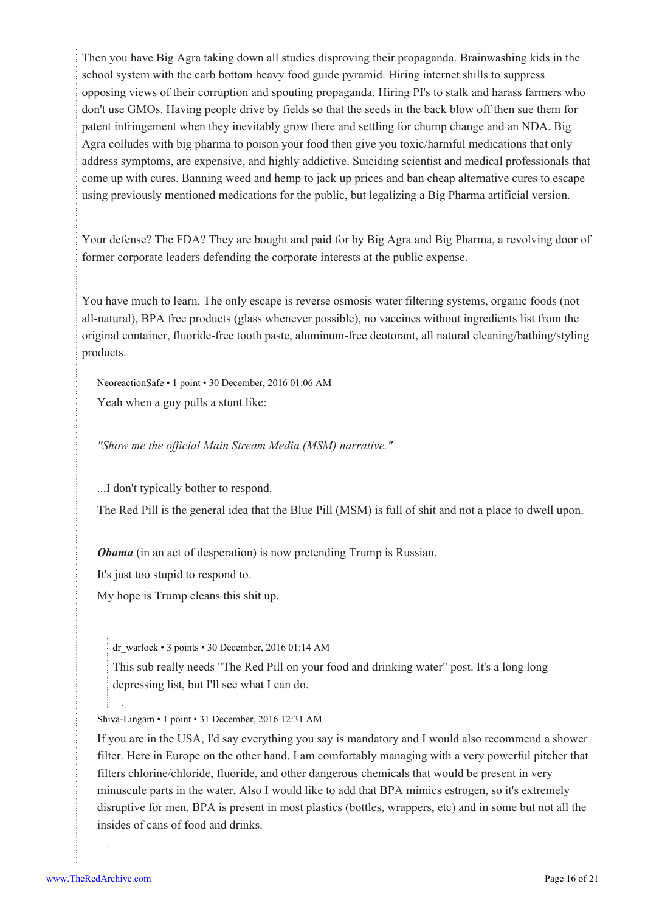Then you have Big Agra taking down all studies disproving their propaganda. Brainwashing kids in the school system with the carb bottom heavy food guide pyramid. Hiring internet shills to suppress opposing views of their corruption and spouting propaganda. Hiring PI's to stalk and harass farmers who don't use GMOs. Having people drive by fields so that the seeds in the back blow off then sue them for patent infringement when they inevitably grow there and settling for chump change and an NDA. Big Agra colludes with big pharma to poison your food then give you toxic/harmful medications that only address symptoms, are expensive, and highly addictive. Suiciding scientist and medical professionals that come up with cures. Banning weed and hemp to jack up prices and ban cheap alternative cures to escape using previously mentioned medications for the public, but legalizing a Big Pharma artificial version.

Your defense? The FDA? They are bought and paid for by Big Agra and Big Pharma, a revolving door of former corporate leaders defending the corporate interests at the public expense.

You have much to learn. The only escape is reverse osmosis water filtering systems, organic foods (not all-natural), BPA free products (glass whenever possible), no vaccines without ingredients list from the original container, fluoride-free tooth paste, aluminum-free deotorant, all natural cleaning/bathing/styling products.

NeoreactionSafe • 1 point • 30 December, 2016 01:06 AM

Yeah when a guy pulls a stunt like:

*"Show me the official Main Stream Media (MSM) narrative."*

...I don't typically bother to respond.

The Red Pill is the general idea that the Blue Pill (MSM) is full of shit and not a place to dwell upon.

***Obama*** (in an act of desperation) is now pretending Trump is Russian.

It's just too stupid to respond to.

My hope is Trump cleans this shit up.

dr_warlock • 3 points • 30 December, 2016 01:14 AM

This sub really needs "The Red Pill on your food and drinking water" post. It's a long long depressing list, but I'll see what I can do.

Shiva-Lingam • 1 point • 31 December, 2016 12:31 AM

If you are in the USA, I'd say everything you say is mandatory and I would also recommend a shower filter. Here in Europe on the other hand, I am comfortably managing with a very powerful pitcher that filters chlorine/chloride, fluoride, and other dangerous chemicals that would be present in very minuscule parts in the water. Also I would like to add that BPA mimics estrogen, so it's extremely disruptive for men. BPA is present in most plastics (bottles, wrappers, etc) and in some but not all the insides of cans of food and drinks.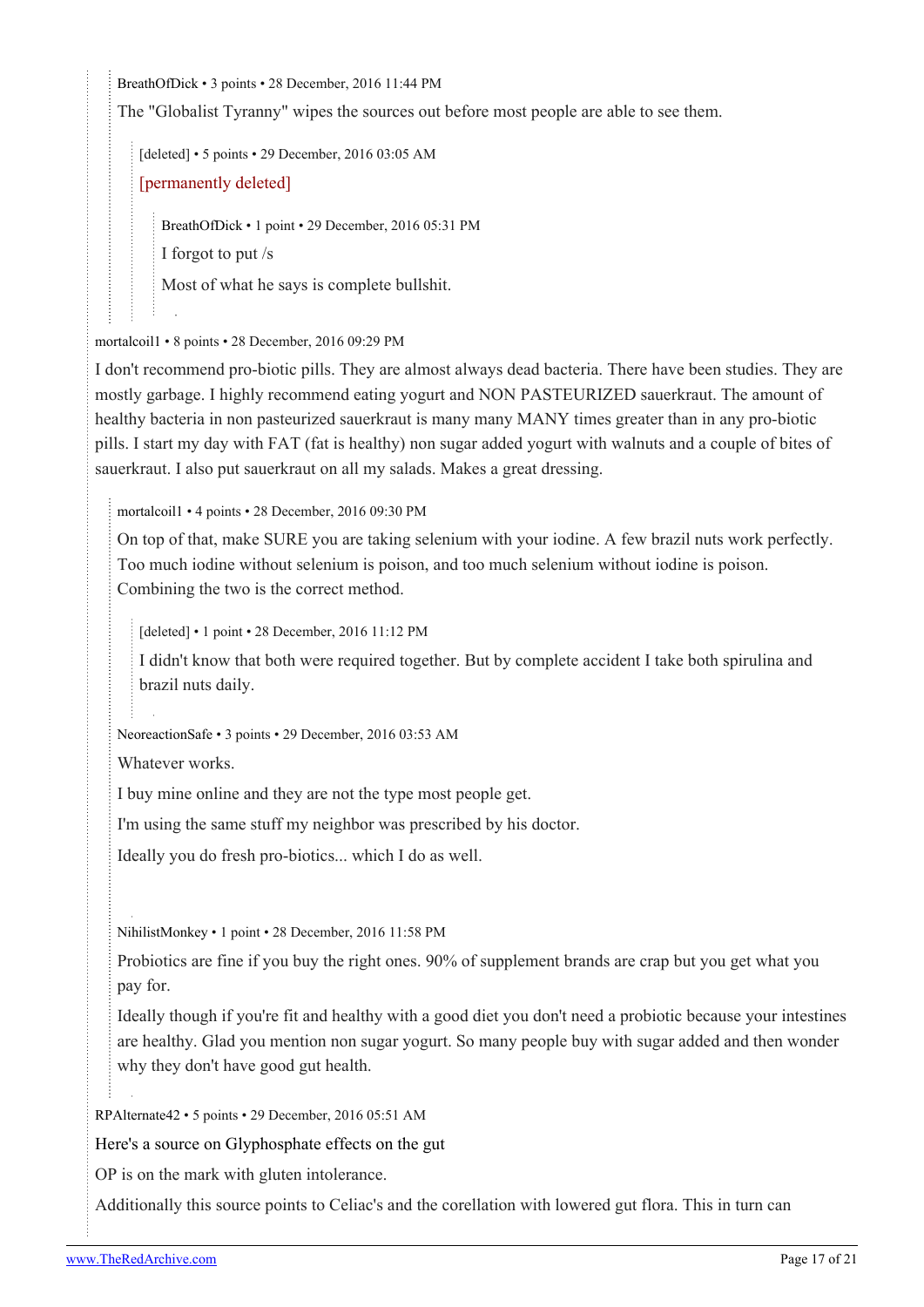BreathOfDick • 3 points • 28 December, 2016 11:44 PM

The "Globalist Tyranny" wipes the sources out before most people are able to see them.

[deleted] • 5 points • 29 December, 2016 03:05 AM

[permanently deleted]

BreathOfDick • 1 point • 29 December, 2016 05:31 PM

I forgot to put /s

Most of what he says is complete bullshit.

mortalcoil1 • 8 points • 28 December, 2016 09:29 PM

I don't recommend pro-biotic pills. They are almost always dead bacteria. There have been studies. They are mostly garbage. I highly recommend eating yogurt and NON PASTEURIZED sauerkraut. The amount of healthy bacteria in non pasteurized sauerkraut is many many MANY times greater than in any pro-biotic pills. I start my day with FAT (fat is healthy) non sugar added yogurt with walnuts and a couple of bites of sauerkraut. I also put sauerkraut on all my salads. Makes a great dressing.

mortalcoil1 • 4 points • 28 December, 2016 09:30 PM

On top of that, make SURE you are taking selenium with your iodine. A few brazil nuts work perfectly. Too much iodine without selenium is poison, and too much selenium without iodine is poison. Combining the two is the correct method.

[deleted] • 1 point • 28 December, 2016 11:12 PM

I didn't know that both were required together. But by complete accident I take both spirulina and brazil nuts daily.

NeoreactionSafe • 3 points • 29 December, 2016 03:53 AM

Whatever works.

I buy mine online and they are not the type most people get.

I'm using the same stuff my neighbor was prescribed by his doctor.

Ideally you do fresh pro-biotics... which I do as well.

NihilistMonkey • 1 point • 28 December, 2016 11:58 PM

Probiotics are fine if you buy the right ones. 90% of supplement brands are crap but you get what you pay for.

Ideally though if you're fit and healthy with a good diet you don't need a probiotic because your intestines are healthy. Glad you mention non sugar yogurt. So many people buy with sugar added and then wonder why they don't have good gut health.

RPAlternate42 • 5 points • 29 December, 2016 05:51 AM

Here's a source on Glyphosphate effects on the gut

OP is on the mark with gluten intolerance.

Additionally this source points to Celiac's and the corellation with lowered gut flora. This in turn can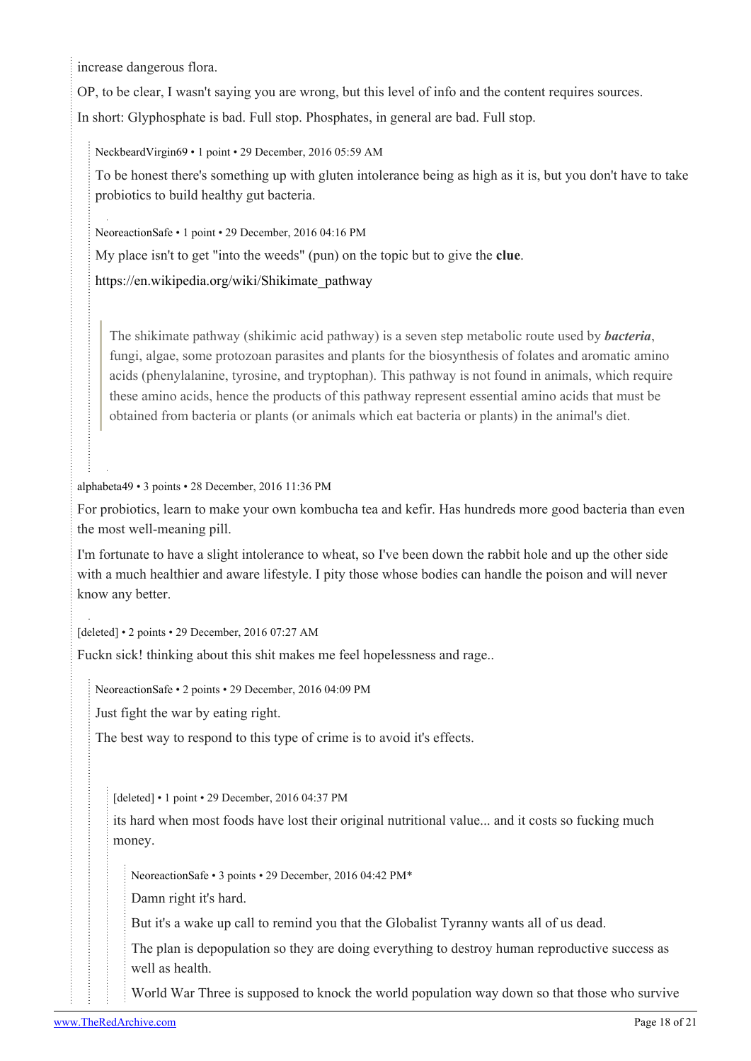increase dangerous flora.

OP, to be clear, I wasn't saying you are wrong, but this level of info and the content requires sources.

In short: Glyphosphate is bad. Full stop. Phosphates, in general are bad. Full stop.

NeckbeardVirgin69 • 1 point • 29 December, 2016 05:59 AM

To be honest there's something up with gluten intolerance being as high as it is, but you don't have to take probiotics to build healthy gut bacteria.

NeoreactionSafe • 1 point • 29 December, 2016 04:16 PM

My place isn't to get "into the weeds" (pun) on the topic but to give the **clue**.

https://en.wikipedia.org/wiki/Shikimate_pathway

> The shikimate pathway (shikimic acid pathway) is a seven step metabolic route used by ***bacteria***, fungi, algae, some protozoan parasites and plants for the biosynthesis of folates and aromatic amino acids (phenylalanine, tyrosine, and tryptophan). This pathway is not found in animals, which require these amino acids, hence the products of this pathway represent essential amino acids that must be obtained from bacteria or plants (or animals which eat bacteria or plants) in the animal's diet.

alphabeta49 • 3 points • 28 December, 2016 11:36 PM

For probiotics, learn to make your own kombucha tea and kefir. Has hundreds more good bacteria than even the most well-meaning pill.

I'm fortunate to have a slight intolerance to wheat, so I've been down the rabbit hole and up the other side with a much healthier and aware lifestyle. I pity those whose bodies can handle the poison and will never know any better.

[deleted] • 2 points • 29 December, 2016 07:27 AM

Fuckn sick! thinking about this shit makes me feel hopelessness and rage..

NeoreactionSafe • 2 points • 29 December, 2016 04:09 PM

Just fight the war by eating right.

The best way to respond to this type of crime is to avoid it's effects.

[deleted] • 1 point • 29 December, 2016 04:37 PM

its hard when most foods have lost their original nutritional value... and it costs so fucking much money.

NeoreactionSafe • 3 points • 29 December, 2016 04:42 PM*

Damn right it's hard.

But it's a wake up call to remind you that the Globalist Tyranny wants all of us dead.

The plan is depopulation so they are doing everything to destroy human reproductive success as well as health.

World War Three is supposed to knock the world population way down so that those who survive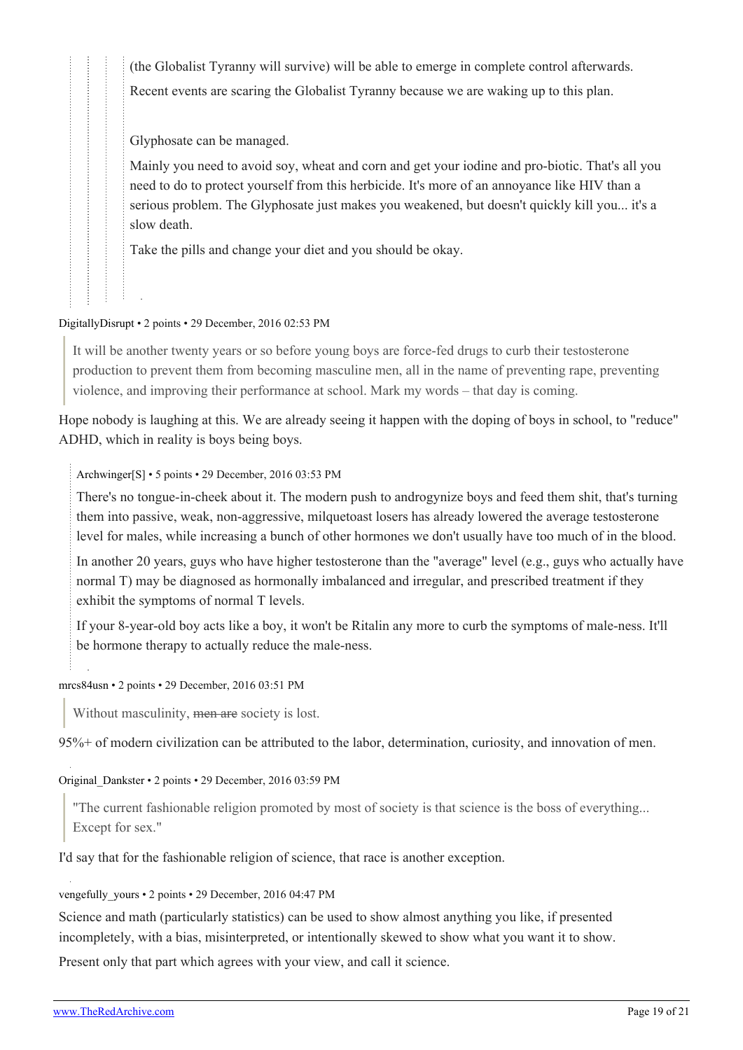(the Globalist Tyranny will survive) will be able to emerge in complete control afterwards.

Recent events are scaring the Globalist Tyranny because we are waking up to this plan.

Glyphosate can be managed.

Mainly you need to avoid soy, wheat and corn and get your iodine and pro-biotic. That's all you need to do to protect yourself from this herbicide. It's more of an annoyance like HIV than a serious problem. The Glyphosate just makes you weakened, but doesn't quickly kill you... it's a slow death.

Take the pills and change your diet and you should be okay.

DigitallyDisrupt • 2 points • 29 December, 2016 02:53 PM

> It will be another twenty years or so before young boys are force-fed drugs to curb their testosterone production to prevent them from becoming masculine men, all in the name of preventing rape, preventing violence, and improving their performance at school. Mark my words – that day is coming.

Hope nobody is laughing at this. We are already seeing it happen with the doping of boys in school, to "reduce" ADHD, which in reality is boys being boys.

Archwinger[S] • 5 points • 29 December, 2016 03:53 PM

There's no tongue-in-cheek about it. The modern push to androgynize boys and feed them shit, that's turning them into passive, weak, non-aggressive, milquetoast losers has already lowered the average testosterone level for males, while increasing a bunch of other hormones we don't usually have too much of in the blood.

In another 20 years, guys who have higher testosterone than the "average" level (e.g., guys who actually have normal T) may be diagnosed as hormonally imbalanced and irregular, and prescribed treatment if they exhibit the symptoms of normal T levels.

If your 8-year-old boy acts like a boy, it won't be Ritalin any more to curb the symptoms of male-ness. It'll be hormone therapy to actually reduce the male-ness.

mrcs84usn • 2 points • 29 December, 2016 03:51 PM

> Without masculinity, ~~men are~~ society is lost.

95%+ of modern civilization can be attributed to the labor, determination, curiosity, and innovation of men.

Original_Dankster • 2 points • 29 December, 2016 03:59 PM

> "The current fashionable religion promoted by most of society is that science is the boss of everything... Except for sex."

I'd say that for the fashionable religion of science, that race is another exception.

vengefully_yours • 2 points • 29 December, 2016 04:47 PM

Science and math (particularly statistics) can be used to show almost anything you like, if presented incompletely, with a bias, misinterpreted, or intentionally skewed to show what you want it to show.

Present only that part which agrees with your view, and call it science.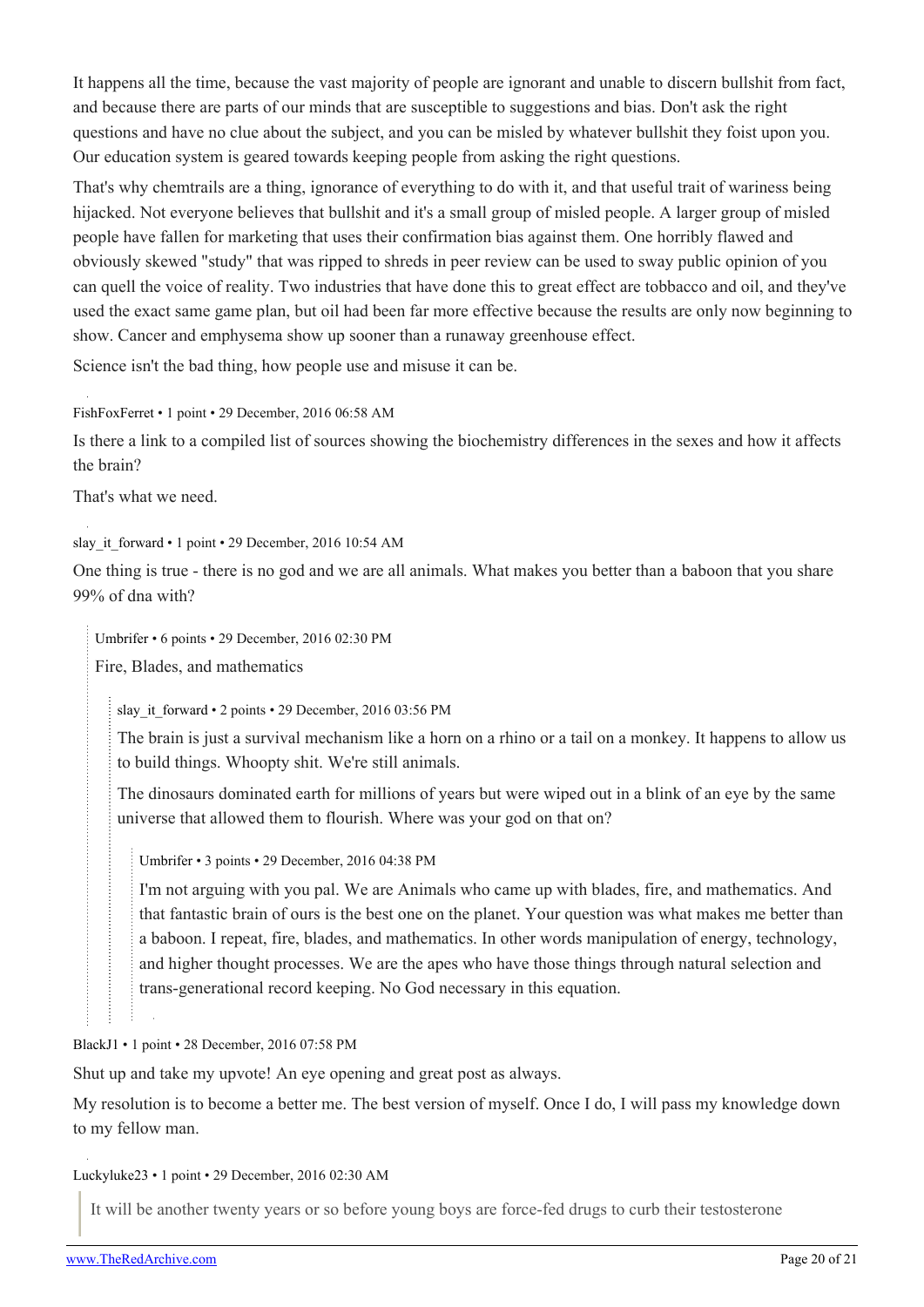It happens all the time, because the vast majority of people are ignorant and unable to discern bullshit from fact, and because there are parts of our minds that are susceptible to suggestions and bias. Don't ask the right questions and have no clue about the subject, and you can be misled by whatever bullshit they foist upon you. Our education system is geared towards keeping people from asking the right questions.

That's why chemtrails are a thing, ignorance of everything to do with it, and that useful trait of wariness being hijacked. Not everyone believes that bullshit and it's a small group of misled people. A larger group of misled people have fallen for marketing that uses their confirmation bias against them. One horribly flawed and obviously skewed "study" that was ripped to shreds in peer review can be used to sway public opinion of you can quell the voice of reality. Two industries that have done this to great effect are tobbacco and oil, and they've used the exact same game plan, but oil had been far more effective because the results are only now beginning to show. Cancer and emphysema show up sooner than a runaway greenhouse effect.

Science isn't the bad thing, how people use and misuse it can be.

FishFoxFerret • 1 point • 29 December, 2016 06:58 AM

Is there a link to a compiled list of sources showing the biochemistry differences in the sexes and how it affects the brain?

That's what we need.

slay_it_forward • 1 point • 29 December, 2016 10:54 AM

One thing is true - there is no god and we are all animals. What makes you better than a baboon that you share 99% of dna with?

> Umbrifer • 6 points • 29 December, 2016 02:30 PM
>
> Fire, Blades, and mathematics
>
> > slay_it_forward • 2 points • 29 December, 2016 03:56 PM
> >
> > The brain is just a survival mechanism like a horn on a rhino or a tail on a monkey. It happens to allow us to build things. Whoopty shit. We're still animals.
> >
> > The dinosaurs dominated earth for millions of years but were wiped out in a blink of an eye by the same universe that allowed them to flourish. Where was your god on that on?
> >
> > > Umbrifer • 3 points • 29 December, 2016 04:38 PM
> > >
> > > I'm not arguing with you pal. We are Animals who came up with blades, fire, and mathematics. And that fantastic brain of ours is the best one on the planet. Your question was what makes me better than a baboon. I repeat, fire, blades, and mathematics. In other words manipulation of energy, technology, and higher thought processes. We are the apes who have those things through natural selection and trans-generational record keeping. No God necessary in this equation.

BlackJ1 • 1 point • 28 December, 2016 07:58 PM

Shut up and take my upvote! An eye opening and great post as always.

My resolution is to become a better me. The best version of myself. Once I do, I will pass my knowledge down to my fellow man.

Luckyluke23 • 1 point • 29 December, 2016 02:30 AM

> It will be another twenty years or so before young boys are force-fed drugs to curb their testosterone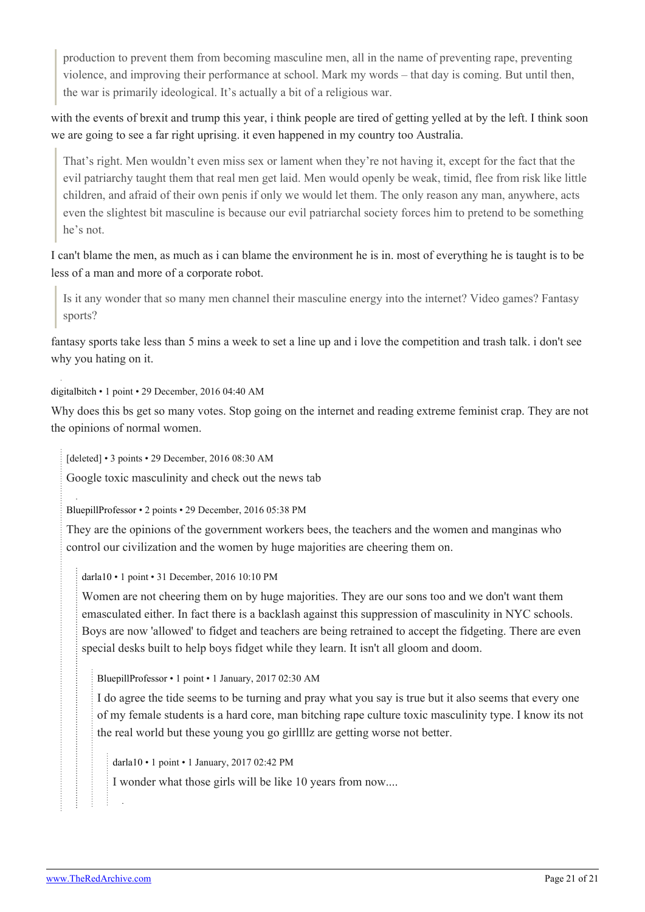> production to prevent them from becoming masculine men, all in the name of preventing rape, preventing violence, and improving their performance at school. Mark my words – that day is coming. But until then, the war is primarily ideological. It's actually a bit of a religious war.

with the events of brexit and trump this year, i think people are tired of getting yelled at by the left. I think soon we are going to see a far right uprising. it even happened in my country too Australia.

> That's right. Men wouldn't even miss sex or lament when they're not having it, except for the fact that the evil patriarchy taught them that real men get laid. Men would openly be weak, timid, flee from risk like little children, and afraid of their own penis if only we would let them. The only reason any man, anywhere, acts even the slightest bit masculine is because our evil patriarchal society forces him to pretend to be something he's not.

I can't blame the men, as much as i can blame the environment he is in. most of everything he is taught is to be less of a man and more of a corporate robot.

> Is it any wonder that so many men channel their masculine energy into the internet? Video games? Fantasy sports?

fantasy sports take less than 5 mins a week to set a line up and i love the competition and trash talk. i don't see why you hating on it.

digitalbitch • 1 point • 29 December, 2016 04:40 AM

Why does this bs get so many votes. Stop going on the internet and reading extreme feminist crap. They are not the opinions of normal women.

[deleted] • 3 points • 29 December, 2016 08:30 AM

Google toxic masculinity and check out the news tab

BluepillProfessor • 2 points • 29 December, 2016 05:38 PM

They are the opinions of the government workers bees, the teachers and the women and manginas who control our civilization and the women by huge majorities are cheering them on.

darla10 • 1 point • 31 December, 2016 10:10 PM

Women are not cheering them on by huge majorities. They are our sons too and we don't want them emasculated either. In fact there is a backlash against this suppression of masculinity in NYC schools. Boys are now 'allowed' to fidget and teachers are being retrained to accept the fidgeting. There are even special desks built to help boys fidget while they learn. It isn't all gloom and doom.

BluepillProfessor • 1 point • 1 January, 2017 02:30 AM

I do agree the tide seems to be turning and pray what you say is true but it also seems that every one of my female students is a hard core, man bitching rape culture toxic masculinity type. I know its not the real world but these young you go girllllz are getting worse not better.

darla10 • 1 point • 1 January, 2017 02:42 PM

I wonder what those girls will be like 10 years from now....